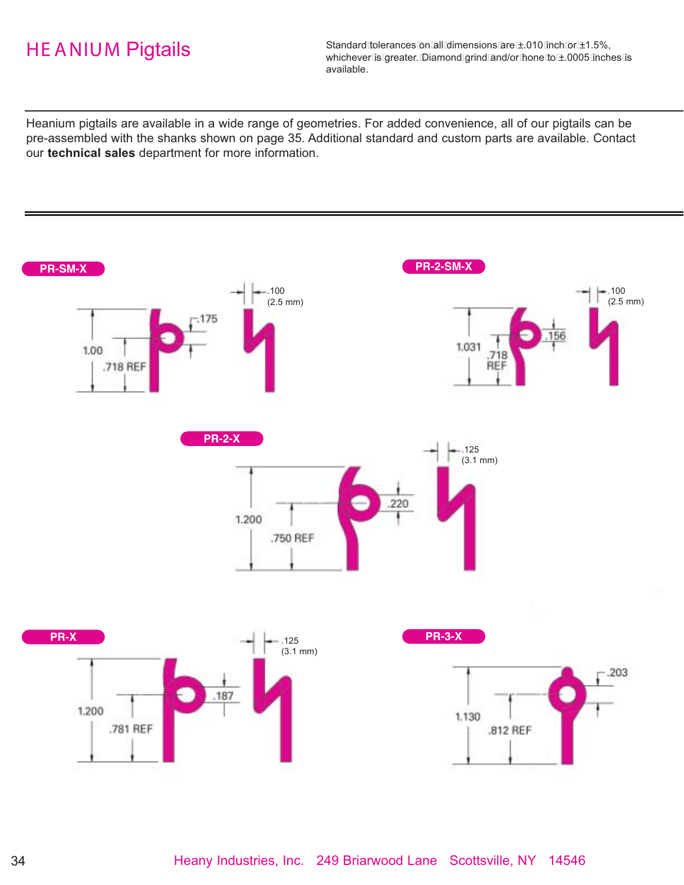# HEANIUM Pigtails

Standard tolerances on all dimensions are ±.010 inch or ±1.5%, whichever is greater. Diamond grind and/or hone to ±.0005 inches is available.

Heanium pigtails are available in a wide range of geometries. For added convenience, all of our pigtails can be pre-assembled with the shanks shown on page 35. Additional standard and custom parts are available. Contact our **technical sales** department for more information.

**PR-SM-X**

1.00

.718 REF

.175

.100 (2.5 mm)

**PR-2-SM-X**

1.031

.718 REF

.156

.100 (2.5 mm)

**PR-2-X**

1.200

.750 REF

.220

.125 (3.1 mm)

**PR-X**

1.200

.781 REF

.187

.125 (3.1 mm)

**PR-3-X**

1.130

.812 REF

.203

Heany Industries, Inc. 249 Briarwood Lane Scottsville, NY 14546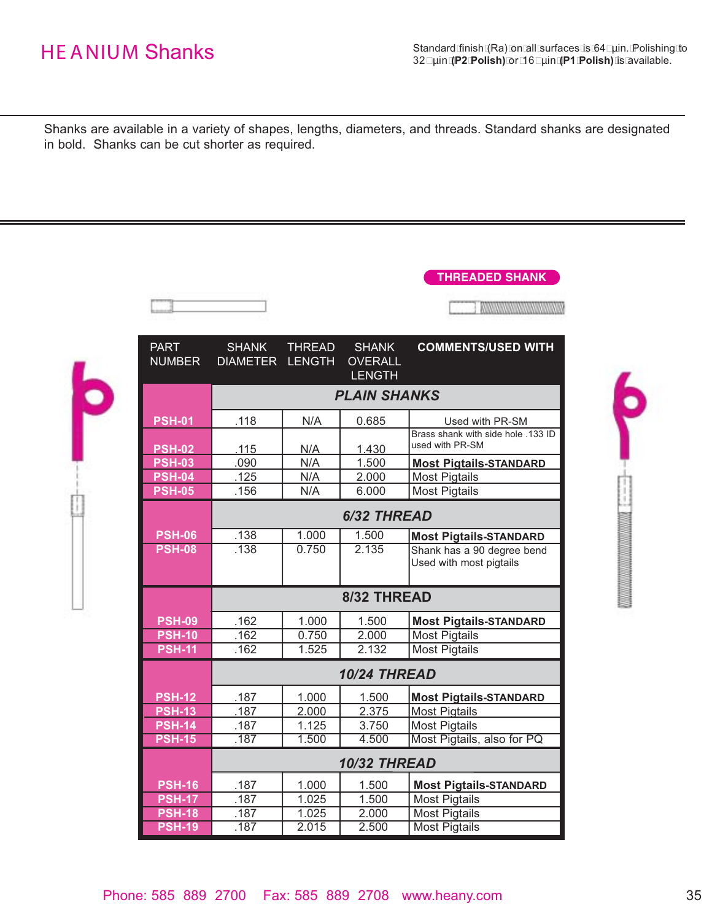# HEANIUM Shanks

Standard finish (Ra) on all surfaces is 64 µin. Polishing to 32 µin **(P2 Polish)** or 16 µin **(P1 Polish)** is available.

Shanks are available in a variety of shapes, lengths, diameters, and threads. Standard shanks are designated in bold. Shanks can be cut shorter as required.

THREADED SHANK

| PART NUMBER | SHANK DIAMETER | THREAD LENGTH | SHANK OVERALL LENGTH | COMMENTS/USED WITH |
|---|---|---|---|---|
| | ***PLAIN SHANKS*** | | | |
| **PSH-01** | .118 | N/A | 0.685 | Used with PR-SM |
| **PSH-02** | .115 | N/A | 1.430 | Brass shank with side hole .133 ID used with PR-SM |
| **PSH-03** | .090 | N/A | 1.500 | **Most Pigtails-STANDARD** |
| **PSH-04** | .125 | N/A | 2.000 | Most Pigtails |
| **PSH-05** | .156 | N/A | 6.000 | Most Pigtails |
| | ***6/32 THREAD*** | | | |
| **PSH-06** | .138 | 1.000 | 1.500 | **Most Pigtails-STANDARD** |
| **PSH-08** | .138 | 0.750 | 2.135 | Shank has a 90 degree bend Used with most pigtails |
| | **8/32 THREAD** | | | |
| **PSH-09** | .162 | 1.000 | 1.500 | **Most Pigtails-STANDARD** |
| **PSH-10** | .162 | 0.750 | 2.000 | Most Pigtails |
| **PSH-11** | .162 | 1.525 | 2.132 | Most Pigtails |
| | ***10/24 THREAD*** | | | |
| **PSH-12** | .187 | 1.000 | 1.500 | **Most Pigtails-STANDARD** |
| **PSH-13** | .187 | 2.000 | 2.375 | Most Pigtails |
| **PSH-14** | .187 | 1.125 | 3.750 | Most Pigtails |
| **PSH-15** | .187 | 1.500 | 4.500 | Most Pigtails, also for PQ |
| | ***10/32 THREAD*** | | | |
| **PSH-16** | .187 | 1.000 | 1.500 | **Most Pigtails-STANDARD** |
| **PSH-17** | .187 | 1.025 | 1.500 | Most Pigtails |
| **PSH-18** | .187 | 1.025 | 2.000 | Most Pigtails |
| **PSH-19** | .187 | 2.015 | 2.500 | Most Pigtails |

Phone: 585 889 2700 Fax: 585 889 2708 www.heany.com